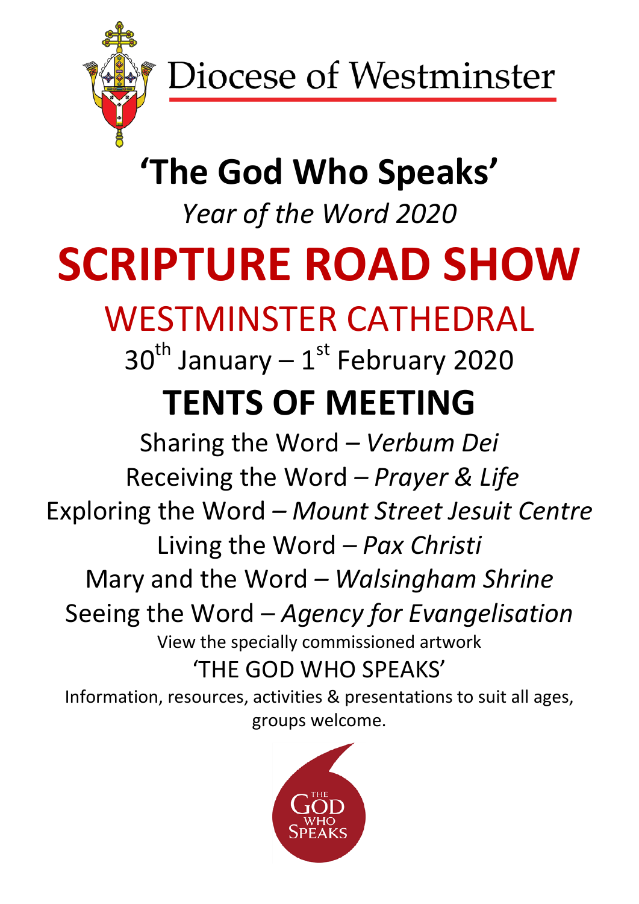Diocese of Westminster

# 'The God Who Speaks'

*Year of the Word 2020*

# SCRIPTURE ROAD SHOW

## WESTMINSTER CATHEDRAL

30th January – 1st February 2020

## TENTS OF MEETING

Sharing the Word – *Verbum Dei*

Receiving the Word – *Prayer & Life*

Exploring the Word – *Mount Street Jesuit Centre*

Living the Word – *Pax Christi*

Mary and the Word – *Walsingham Shrine*

Seeing the Word – *Agency for Evangelisation*

View the specially commissioned artwork

'THE GOD WHO SPEAKS'

Information, resources, activities & presentations to suit all ages, groups welcome.

THE GOD WHO SPEAKS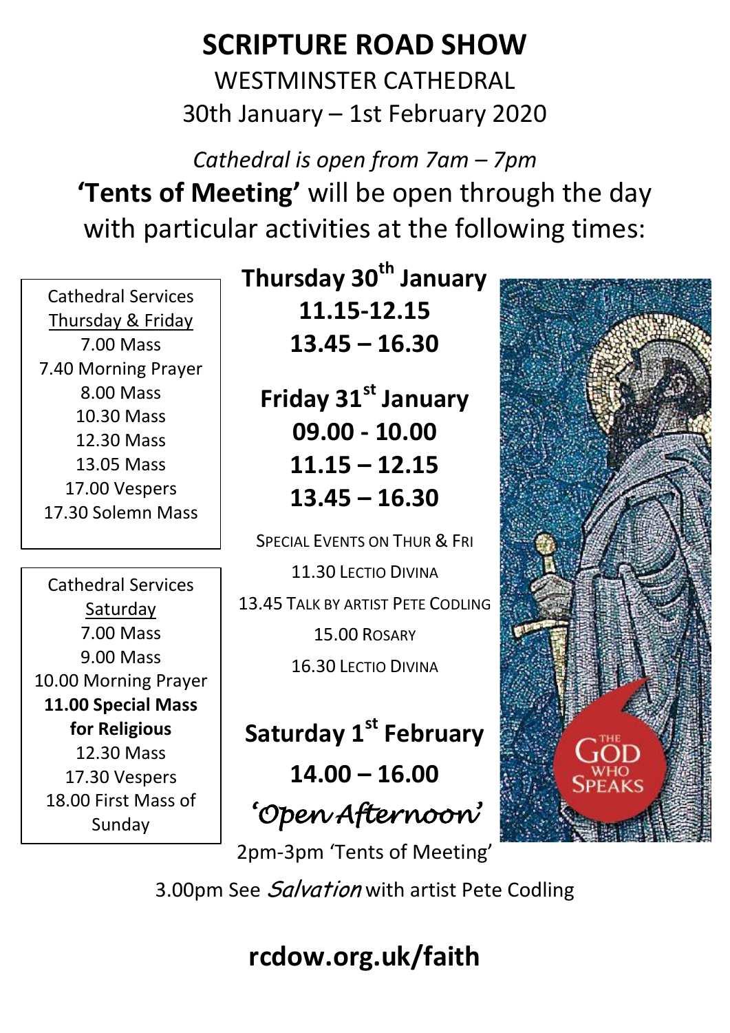# SCRIPTURE ROAD SHOW

WESTMINSTER CATHEDRAL

30th January – 1st February 2020

*Cathedral is open from 7am – 7pm*

**'Tents of Meeting'** will be open through the day with particular activities at the following times:

## Thursday 30th January

**11.15-12.15**

**13.45 – 16.30**

## Friday 31st January

**09.00 - 10.00**

**11.15 – 12.15**

**13.45 – 16.30**

SPECIAL EVENTS ON THUR & FRI

11.30 LECTIO DIVINA

13.45 TALK BY ARTIST PETE CODLING

15.00 ROSARY

16.30 LECTIO DIVINA

## Saturday 1st February

**14.00 – 16.00**

*'Open Afternoon'*

2pm-3pm 'Tents of Meeting'

3.00pm See *Salvation* with artist Pete Codling

---

Cathedral Services

Thursday & Friday

7.00 Mass

7.40 Morning Prayer

8.00 Mass

10.30 Mass

12.30 Mass

13.05 Mass

17.00 Vespers

17.30 Solemn Mass

---

Cathedral Services

Saturday

7.00 Mass

9.00 Mass

10.00 Morning Prayer

**11.00 Special Mass for Religious**

12.30 Mass

17.30 Vespers

18.00 First Mass of Sunday

---

THE GOD WHO SPEAKS

**rcdow.org.uk/faith**